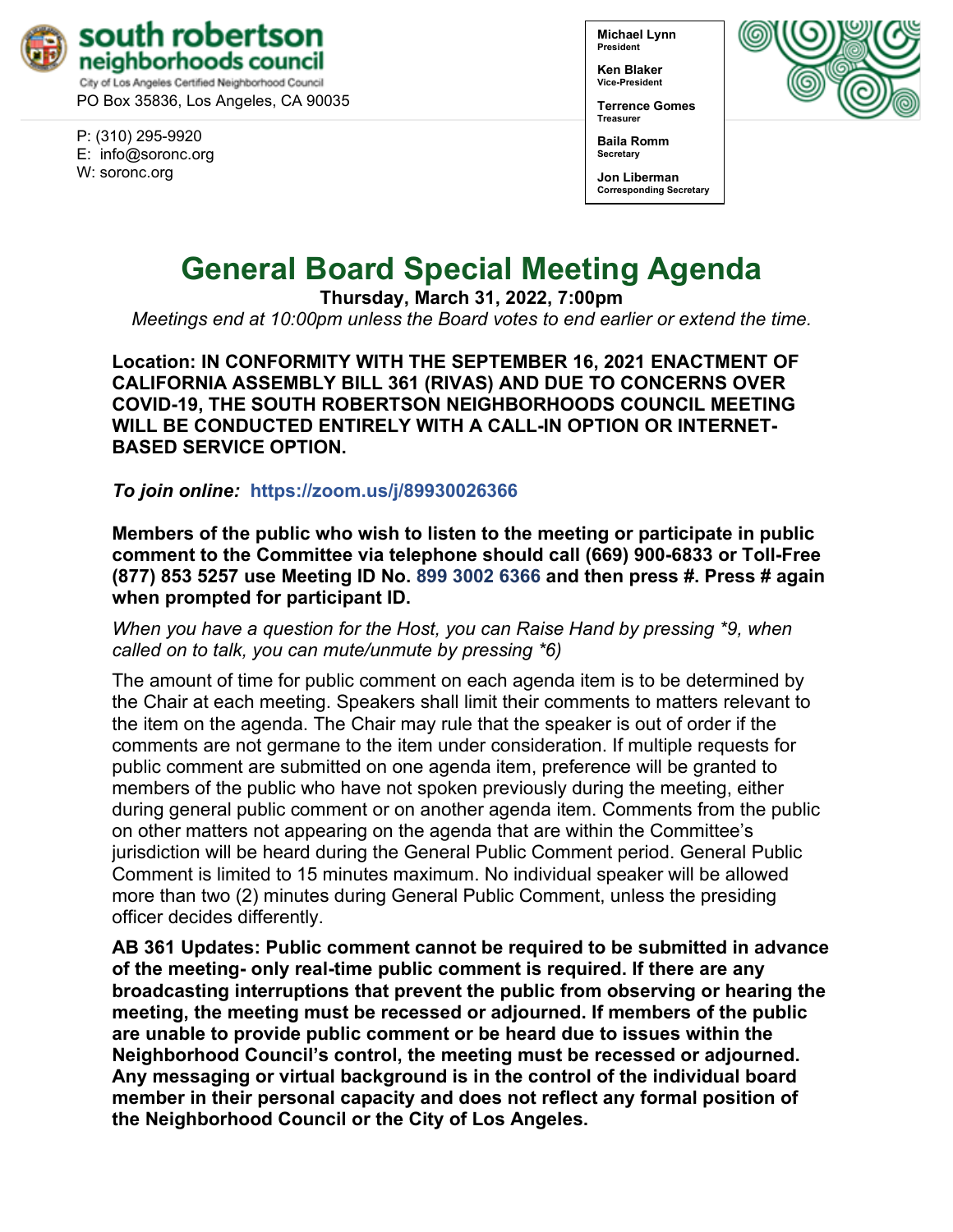**south robertson neighborhoods council**
City of Los Angeles Certified Neighborhood Council
PO Box 35836, Los Angeles, CA 90035

P: (310) 295-9920
E: info@soronc.org
W: soronc.org

**Michael Lynn**
President

**Ken Blaker**
Vice-President

**Terrence Gomes**
Treasurer

**Baila Romm**
Secretary

**Jon Liberman**
Corresponding Secretary

# General Board Special Meeting Agenda

**Thursday, March 31, 2022, 7:00pm**

*Meetings end at 10:00pm unless the Board votes to end earlier or extend the time.*

**Location: IN CONFORMITY WITH THE SEPTEMBER 16, 2021 ENACTMENT OF CALIFORNIA ASSEMBLY BILL 361 (RIVAS) AND DUE TO CONCERNS OVER COVID-19, THE SOUTH ROBERTSON NEIGHBORHOODS COUNCIL MEETING WILL BE CONDUCTED ENTIRELY WITH A CALL-IN OPTION OR INTERNET-BASED SERVICE OPTION.**

***To join online:*** **https://zoom.us/j/89930026366**

**Members of the public who wish to listen to the meeting or participate in public comment to the Committee via telephone should call (669) 900-6833 or Toll-Free (877) 853 5257 use Meeting ID No. 899 3002 6366 and then press #. Press # again when prompted for participant ID.**

*When you have a question for the Host, you can Raise Hand by pressing *9, when called on to talk, you can mute/unmute by pressing *6)*

The amount of time for public comment on each agenda item is to be determined by the Chair at each meeting. Speakers shall limit their comments to matters relevant to the item on the agenda. The Chair may rule that the speaker is out of order if the comments are not germane to the item under consideration. If multiple requests for public comment are submitted on one agenda item, preference will be granted to members of the public who have not spoken previously during the meeting, either during general public comment or on another agenda item. Comments from the public on other matters not appearing on the agenda that are within the Committee's jurisdiction will be heard during the General Public Comment period. General Public Comment is limited to 15 minutes maximum. No individual speaker will be allowed more than two (2) minutes during General Public Comment, unless the presiding officer decides differently.

**AB 361 Updates: Public comment cannot be required to be submitted in advance of the meeting- only real-time public comment is required. If there are any broadcasting interruptions that prevent the public from observing or hearing the meeting, the meeting must be recessed or adjourned. If members of the public are unable to provide public comment or be heard due to issues within the Neighborhood Council's control, the meeting must be recessed or adjourned. Any messaging or virtual background is in the control of the individual board member in their personal capacity and does not reflect any formal position of the Neighborhood Council or the City of Los Angeles.**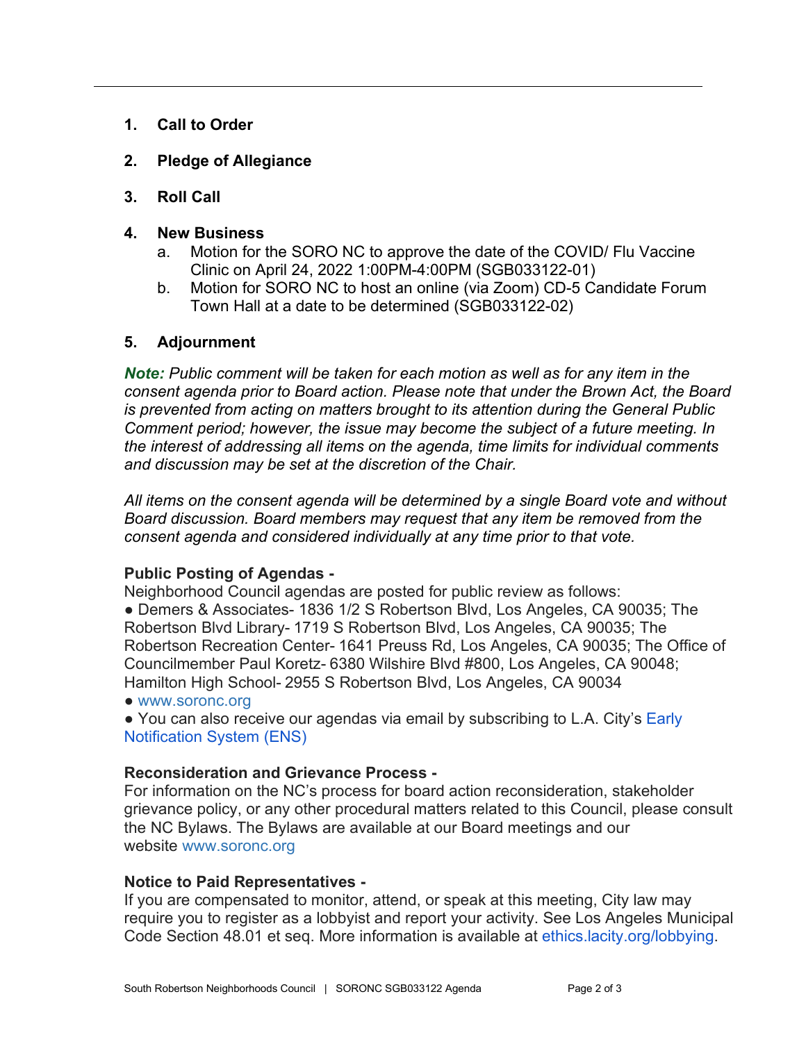1. **Call to Order**

2. **Pledge of Allegiance**

3. **Roll Call**

4. **New Business**
   a. Motion for the SORO NC to approve the date of the COVID/ Flu Vaccine Clinic on April 24, 2022 1:00PM-4:00PM (SGB033122-01)
   b. Motion for SORO NC to host an online (via Zoom) CD-5 Candidate Forum Town Hall at a date to be determined (SGB033122-02)

5. **Adjournment**

***Note:*** *Public comment will be taken for each motion as well as for any item in the consent agenda prior to Board action. Please note that under the Brown Act, the Board is prevented from acting on matters brought to its attention during the General Public Comment period; however, the issue may become the subject of a future meeting. In the interest of addressing all items on the agenda, time limits for individual comments and discussion may be set at the discretion of the Chair.*

*All items on the consent agenda will be determined by a single Board vote and without Board discussion. Board members may request that any item be removed from the consent agenda and considered individually at any time prior to that vote.*

**Public Posting of Agendas -**
Neighborhood Council agendas are posted for public review as follows:
● Demers & Associates- 1836 1/2 S Robertson Blvd, Los Angeles, CA 90035; The Robertson Blvd Library- 1719 S Robertson Blvd, Los Angeles, CA 90035; The Robertson Recreation Center- 1641 Preuss Rd, Los Angeles, CA 90035; The Office of Councilmember Paul Koretz- 6380 Wilshire Blvd #800, Los Angeles, CA 90048; Hamilton High School- 2955 S Robertson Blvd, Los Angeles, CA 90034
● www.soronc.org
● You can also receive our agendas via email by subscribing to L.A. City's Early Notification System (ENS)

**Reconsideration and Grievance Process -**
For information on the NC's process for board action reconsideration, stakeholder grievance policy, or any other procedural matters related to this Council, please consult the NC Bylaws. The Bylaws are available at our Board meetings and our website www.soronc.org

**Notice to Paid Representatives -**
If you are compensated to monitor, attend, or speak at this meeting, City law may require you to register as a lobbyist and report your activity. See Los Angeles Municipal Code Section 48.01 et seq. More information is available at ethics.lacity.org/lobbying.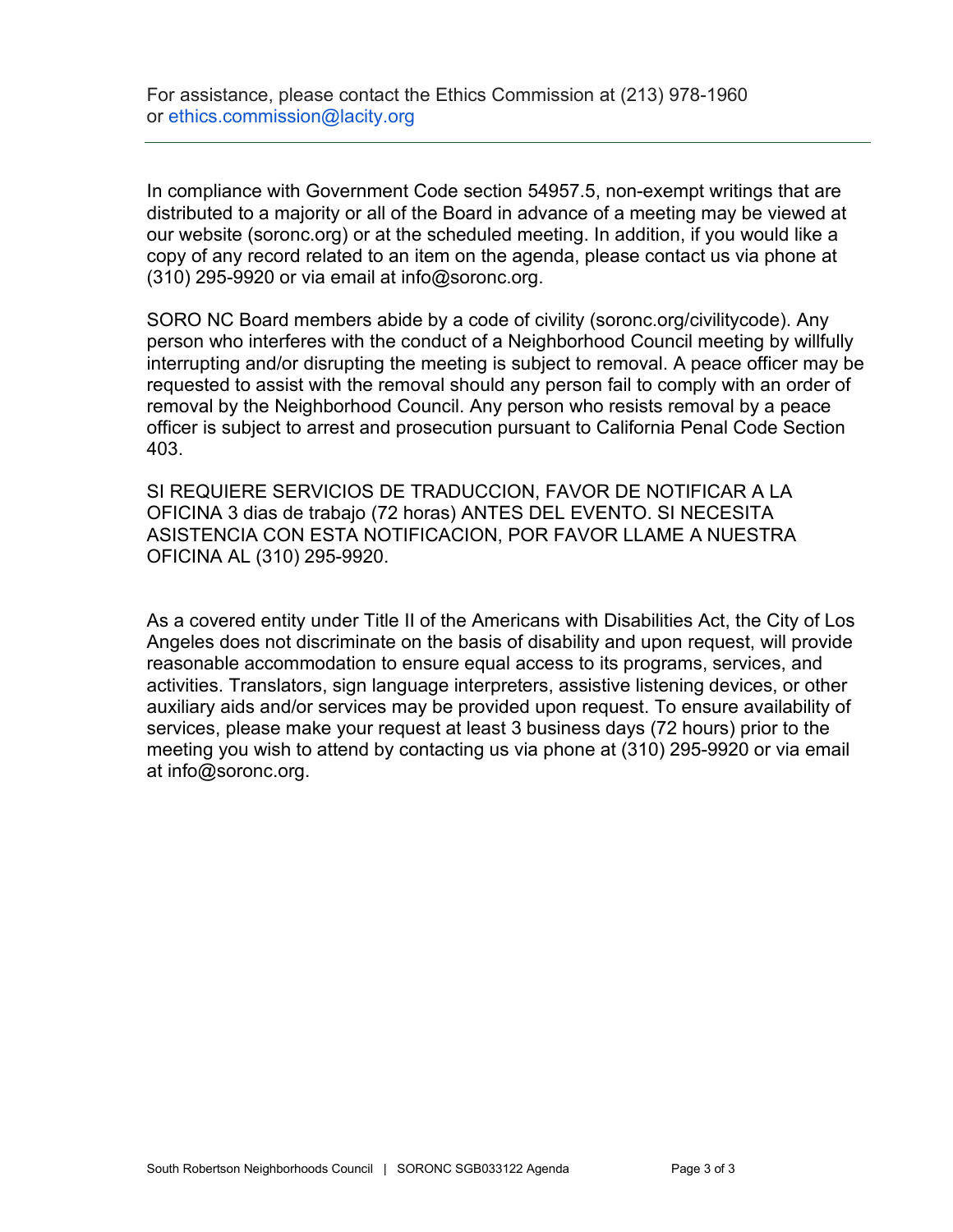For assistance, please contact the Ethics Commission at (213) 978-1960 or ethics.commission@lacity.org

---

In compliance with Government Code section 54957.5, non-exempt writings that are distributed to a majority or all of the Board in advance of a meeting may be viewed at our website (soronc.org) or at the scheduled meeting. In addition, if you would like a copy of any record related to an item on the agenda, please contact us via phone at (310) 295-9920 or via email at info@soronc.org.

SORO NC Board members abide by a code of civility (soronc.org/civilitycode). Any person who interferes with the conduct of a Neighborhood Council meeting by willfully interrupting and/or disrupting the meeting is subject to removal. A peace officer may be requested to assist with the removal should any person fail to comply with an order of removal by the Neighborhood Council. Any person who resists removal by a peace officer is subject to arrest and prosecution pursuant to California Penal Code Section 403.

SI REQUIERE SERVICIOS DE TRADUCCION, FAVOR DE NOTIFICAR A LA OFICINA 3 dias de trabajo (72 horas) ANTES DEL EVENTO. SI NECESITA ASISTENCIA CON ESTA NOTIFICACION, POR FAVOR LLAME A NUESTRA OFICINA AL (310) 295-9920.

As a covered entity under Title II of the Americans with Disabilities Act, the City of Los Angeles does not discriminate on the basis of disability and upon request, will provide reasonable accommodation to ensure equal access to its programs, services, and activities. Translators, sign language interpreters, assistive listening devices, or other auxiliary aids and/or services may be provided upon request. To ensure availability of services, please make your request at least 3 business days (72 hours) prior to the meeting you wish to attend by contacting us via phone at (310) 295-9920 or via email at info@soronc.org.